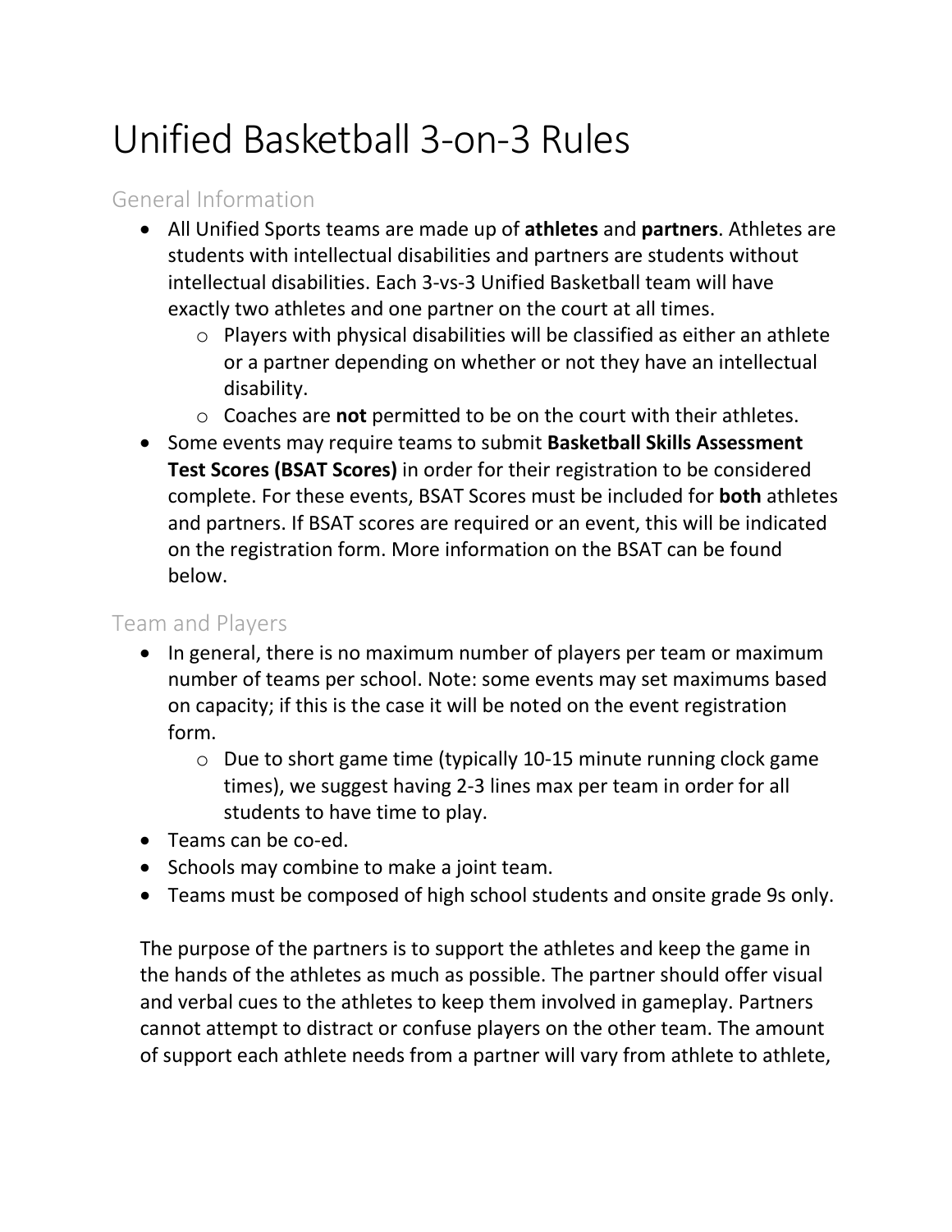# Unified Basketball 3-on-3 Rules

## General Information

- All Unified Sports teams are made up of **athletes** and **partners**. Athletes are students with intellectual disabilities and partners are students without intellectual disabilities. Each 3-vs-3 Unified Basketball team will have exactly two athletes and one partner on the court at all times.
    - Players with physical disabilities will be classified as either an athlete or a partner depending on whether or not they have an intellectual disability.
    - Coaches are **not** permitted to be on the court with their athletes.
- Some events may require teams to submit **Basketball Skills Assessment Test Scores (BSAT Scores)** in order for their registration to be considered complete. For these events, BSAT Scores must be included for **both** athletes and partners. If BSAT scores are required or an event, this will be indicated on the registration form. More information on the BSAT can be found below.

## Team and Players

- In general, there is no maximum number of players per team or maximum number of teams per school. Note: some events may set maximums based on capacity; if this is the case it will be noted on the event registration form.
    - Due to short game time (typically 10-15 minute running clock game times), we suggest having 2-3 lines max per team in order for all students to have time to play.
- Teams can be co-ed.
- Schools may combine to make a joint team.
- Teams must be composed of high school students and onsite grade 9s only.

The purpose of the partners is to support the athletes and keep the game in the hands of the athletes as much as possible. The partner should offer visual and verbal cues to the athletes to keep them involved in gameplay. Partners cannot attempt to distract or confuse players on the other team. The amount of support each athlete needs from a partner will vary from athlete to athlete,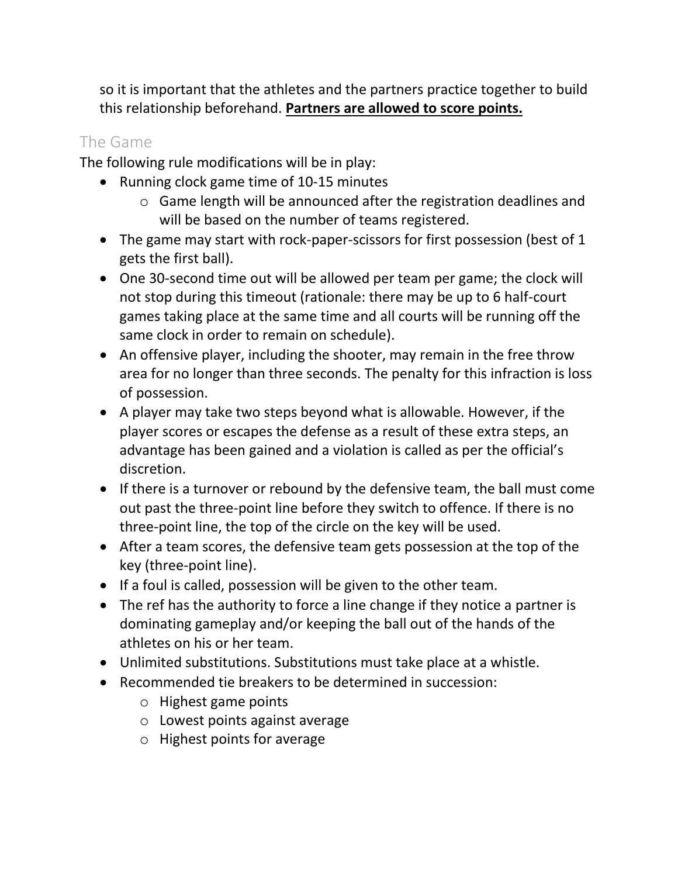so it is important that the athletes and the partners practice together to build this relationship beforehand. <u>**Partners are allowed to score points.**</u>

## The Game

The following rule modifications will be in play:

- Running clock game time of 10-15 minutes
    - Game length will be announced after the registration deadlines and will be based on the number of teams registered.
- The game may start with rock-paper-scissors for first possession (best of 1 gets the first ball).
- One 30-second time out will be allowed per team per game; the clock will not stop during this timeout (rationale: there may be up to 6 half-court games taking place at the same time and all courts will be running off the same clock in order to remain on schedule).
- An offensive player, including the shooter, may remain in the free throw area for no longer than three seconds. The penalty for this infraction is loss of possession.
- A player may take two steps beyond what is allowable. However, if the player scores or escapes the defense as a result of these extra steps, an advantage has been gained and a violation is called as per the official's discretion.
- If there is a turnover or rebound by the defensive team, the ball must come out past the three-point line before they switch to offence. If there is no three-point line, the top of the circle on the key will be used.
- After a team scores, the defensive team gets possession at the top of the key (three-point line).
- If a foul is called, possession will be given to the other team.
- The ref has the authority to force a line change if they notice a partner is dominating gameplay and/or keeping the ball out of the hands of the athletes on his or her team.
- Unlimited substitutions. Substitutions must take place at a whistle.
- Recommended tie breakers to be determined in succession:
    - Highest game points
    - Lowest points against average
    - Highest points for average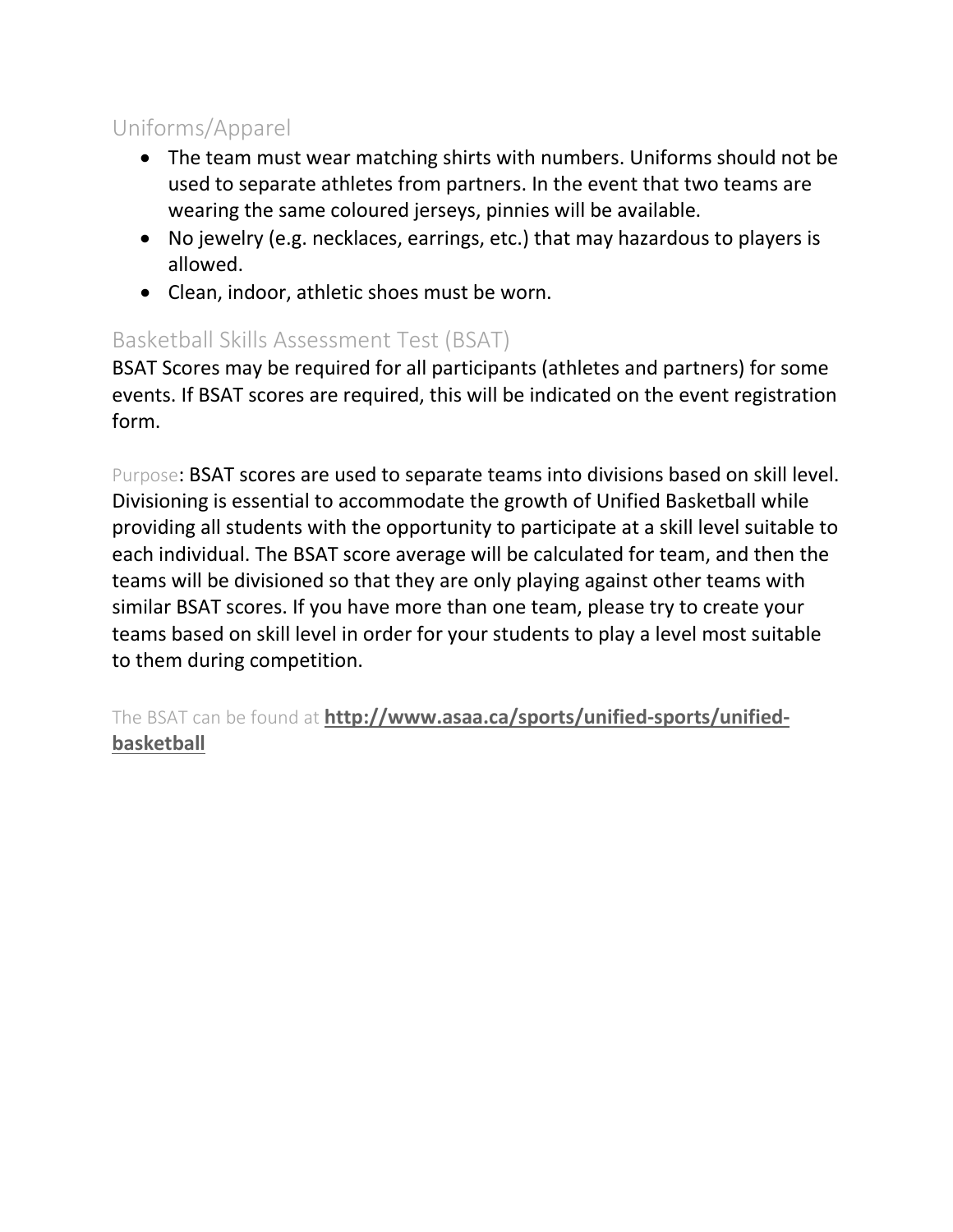## Uniforms/Apparel

- The team must wear matching shirts with numbers. Uniforms should not be used to separate athletes from partners. In the event that two teams are wearing the same coloured jerseys, pinnies will be available.
- No jewelry (e.g. necklaces, earrings, etc.) that may hazardous to players is allowed.
- Clean, indoor, athletic shoes must be worn.

## Basketball Skills Assessment Test (BSAT)

BSAT Scores may be required for all participants (athletes and partners) for some events. If BSAT scores are required, this will be indicated on the event registration form.

Purpose: BSAT scores are used to separate teams into divisions based on skill level. Divisioning is essential to accommodate the growth of Unified Basketball while providing all students with the opportunity to participate at a skill level suitable to each individual. The BSAT score average will be calculated for team, and then the teams will be divisioned so that they are only playing against other teams with similar BSAT scores. If you have more than one team, please try to create your teams based on skill level in order for your students to play a level most suitable to them during competition.

The BSAT can be found at **http://www.asaa.ca/sports/unified-sports/unified-basketball**